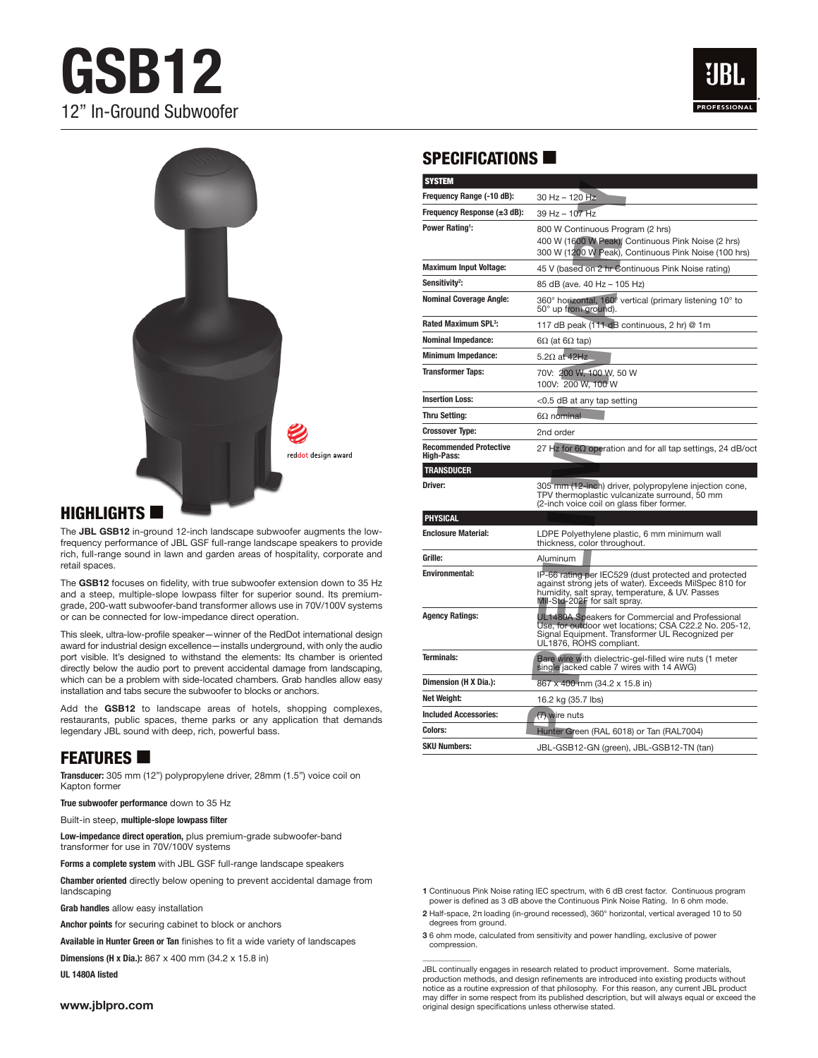# GSB12

12" In-Ground Subwoofer

reddot design award

## HIGHLIGHTS

The **JBL GSB12** in-ground 12-inch landscape subwoofer augments the low-frequency performance of JBL GSF full-range landscape speakers to provide rich, full-range sound in lawn and garden areas of hospitality, corporate and retail spaces.

The **GSB12** focuses on fidelity, with true subwoofer extension down to 35 Hz and a steep, multiple-slope lowpass filter for superior sound. Its premium-grade, 200-watt subwoofer-band transformer allows use in 70V/100V systems or can be connected for low-impedance direct operation.

This sleek, ultra-low-profile speaker—winner of the RedDot international design award for industrial design excellence—installs underground, with only the audio port visible. It's designed to withstand the elements: Its chamber is oriented directly below the audio port to prevent accidental damage from landscaping, which can be a problem with side-located chambers. Grab handles allow easy installation and tabs secure the subwoofer to blocks or anchors.

Add the **GSB12** to landscape areas of hotels, shopping complexes, restaurants, public spaces, theme parks or any application that demands legendary JBL sound with deep, rich, powerful bass.

## FEATURES

**Transducer:** 305 mm (12") polypropylene driver, 28mm (1.5") voice coil on Kapton former

**True subwoofer performance** down to 35 Hz

Built-in steep, **multiple-slope lowpass filter**

**Low-impedance direct operation,** plus premium-grade subwoofer-band transformer for use in 70V/100V systems

**Forms a complete system** with JBL GSF full-range landscape speakers

**Chamber oriented** directly below opening to prevent accidental damage from landscaping

**Grab handles** allow easy installation

**Anchor points** for securing cabinet to block or anchors

**Available in Hunter Green or Tan** finishes to fit a wide variety of landscapes

**Dimensions (H x Dia.):** 867 x 400 mm (34.2 x 15.8 in)

**UL 1480A listed**

## SPECIFICATIONS

| SYSTEM | |
|---|---|
| **Frequency Range (-10 dB):** | 30 Hz – 120 Hz |
| **Frequency Response (±3 dB):** | 39 Hz – 107 Hz |
| **Power Rating[1]:** | 800 W Continuous Program (2 hrs)<br>400 W (1600 W Peak), Continuous Pink Noise (2 hrs)<br>300 W (1200 W Peak), Continuous Pink Noise (100 hrs) |
| **Maximum Input Voltage:** | 45 V (based on 2 hr Continuous Pink Noise rating) |
| **Sensitivity[2]:** | 85 dB (ave. 40 Hz – 105 Hz) |
| **Nominal Coverage Angle:** | 360° horizontal, 160° vertical (primary listening 10° to 50° up from ground). |
| **Rated Maximum SPL[3]:** | 117 dB peak (111 dB continuous, 2 hr) @ 1m |
| **Nominal Impedance:** | 6Ω (at 6Ω tap) |
| **Minimum Impedance:** | 5.2Ω at 42Hz |
| **Transformer Taps:** | 70V: 200 W, 100 W, 50 W<br>100V: 200 W, 100 W |
| **Insertion Loss:** | <0.5 dB at any tap setting |
| **Thru Setting:** | 6Ω nominal |
| **Crossover Type:** | 2nd order |
| **Recommended Protective High-Pass:** | 27 Hz for 6Ω operation and for all tap settings, 24 dB/oct |
| **TRANSDUCER** | |
| **Driver:** | 305 mm (12-inch) driver, polypropylene injection cone, TPV thermoplastic vulcanizate surround, 50 mm (2-inch voice coil on glass fiber former. |
| **PHYSICAL** | |
| **Enclosure Material:** | LDPE Polyethylene plastic, 6 mm minimum wall thickness, color throughout. |
| **Grille:** | Aluminum |
| **Environmental:** | IP-66 rating per IEC529 (dust protected and protected against strong jets of water). Exceeds MilSpec 810 for humidity, salt spray, temperature, & UV. Passes Mil-Std-202F for salt spray. |
| **Agency Ratings:** | UL1480A Speakers for Commercial and Professional Use, for outdoor wet locations; CSA C22.2 No. 205-12, Signal Equipment. Transformer UL Recognized per UL1876, ROHS compliant. |
| **Terminals:** | Bare wire with dielectric-gel-filled wire nuts (1 meter single jacked cable 7 wires with 14 AWG) |
| **Dimension (H X Dia.):** | 867 x 400 mm (34.2 x 15.8 in) |
| **Net Weight:** | 16.2 kg (35.7 lbs) |
| **Included Accessories:** | (7) wire nuts |
| **Colors:** | Hunter Green (RAL 6018) or Tan (RAL7004) |
| **SKU Numbers:** | JBL-GSB12-GN (green), JBL-GSB12-TN (tan) |

1 Continuous Pink Noise rating IEC spectrum, with 6 dB crest factor. Continuous program power is defined as 3 dB above the Continuous Pink Noise Rating. In 6 ohm mode.

2 Half-space, 2π loading (in-ground recessed), 360° horizontal, vertical averaged 10 to 50 degrees from ground.

3 6 ohm mode, calculated from sensitivity and power handling, exclusive of power compression.

JBL continually engages in research related to product improvement. Some materials, production methods, and design refinements are introduced into existing products without notice as a routine expression of that philosophy. For this reason, any current JBL product may differ in some respect from its published description, but will always equal or exceed the original design specifications unless otherwise stated.

www.jblpro.com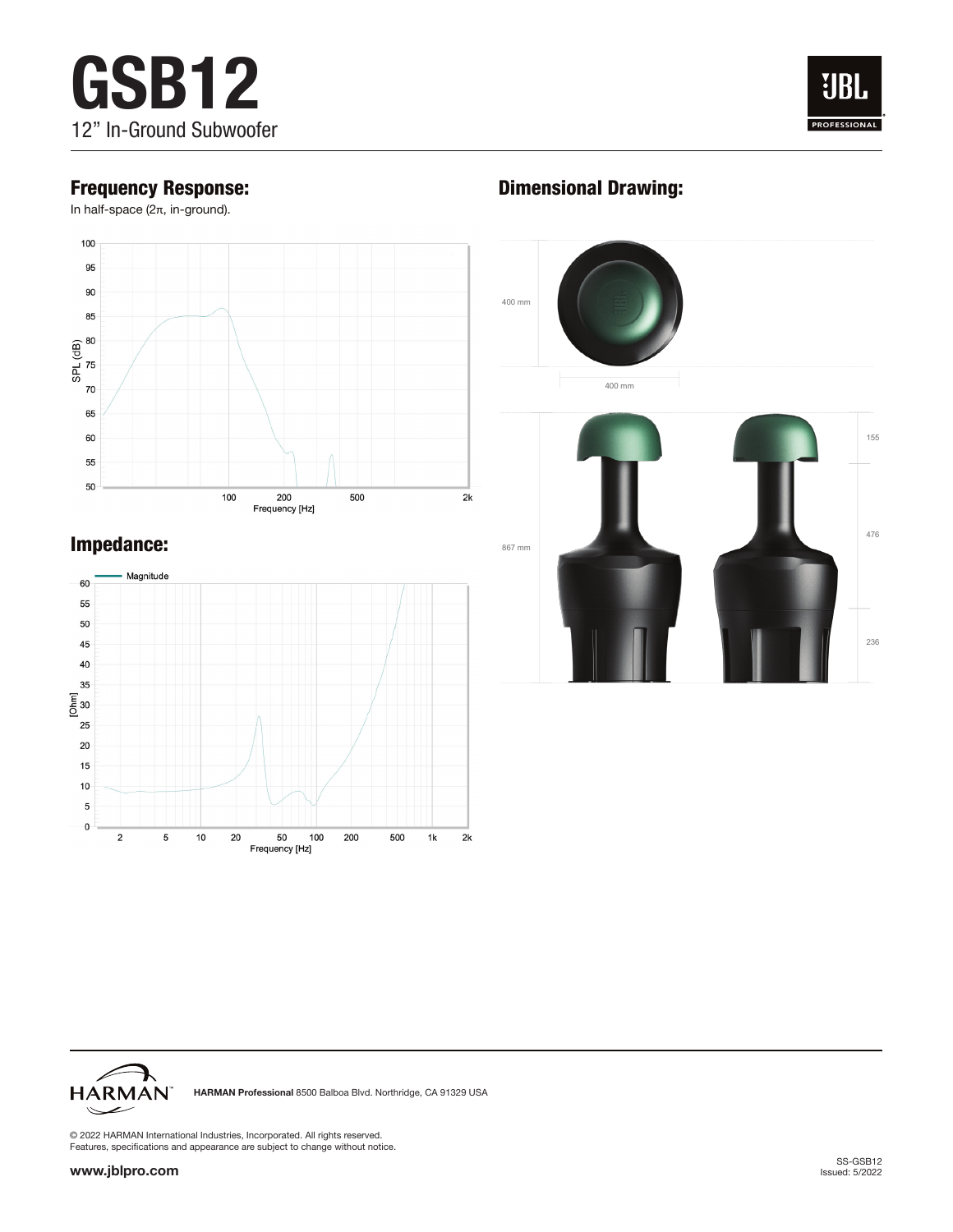# GSB12

12" In-Ground Subwoofer

## Frequency Response:

In half-space (2π, in-ground).

100
95
90
85
80
75
70
65
60
55
50
SPL (dB)
100
200
500
2k
Frequency [Hz]

## Impedance:

Magnitude
60
55
50
45
40
35
30
25
20
15
10
5
0
[Ohm]
2
5
10
20
50
100
200
500
1k
2k
Frequency [Hz]

## Dimensional Drawing:

400 mm
400 mm
867 mm
155
476
236

**HARMAN Professional** 8500 Balboa Blvd. Northridge, CA 91329 USA

© 2022 HARMAN International Industries, Incorporated. All rights reserved.
Features, specifications and appearance are subject to change without notice.

**www.jblpro.com**

SS-GSB12
Issued: 5/2022